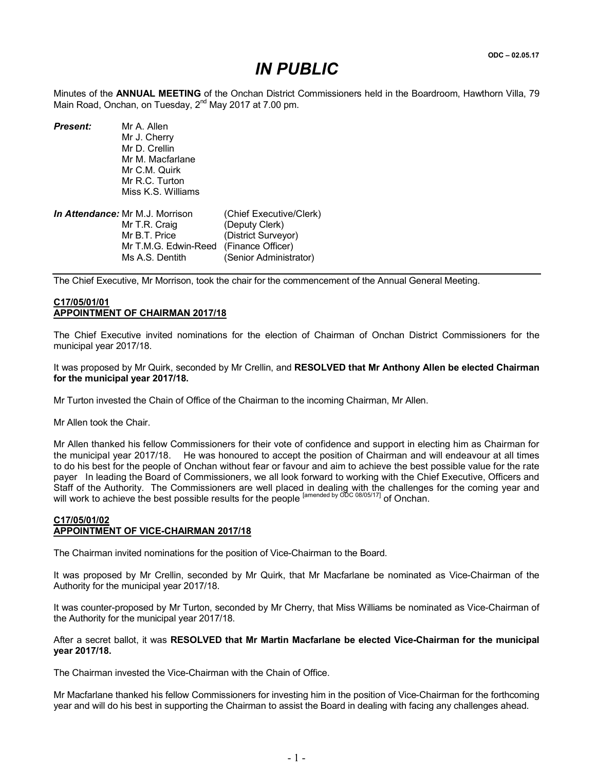ODC – 02.05.17

# IN PUBLIC

Minutes of the **ANNUAL MEETING** of the Onchan District Commissioners held in the Boardroom, Hawthorn Villa, 79 Main Road, Onchan, on Tuesday, 2nd May 2017 at 7.00 pm.

***Present:***
Mr A. Allen
Mr J. Cherry
Mr D. Crellin
Mr M. Macfarlane
Mr C.M. Quirk
Mr R.C. Turton
Miss K.S. Williams

***In Attendance:***

| | |
|---|---|
| Mr M.J. Morrison | (Chief Executive/Clerk) |
| Mr T.R. Craig | (Deputy Clerk) |
| Mr B.T. Price | (District Surveyor) |
| Mr T.M.G. Edwin-Reed | (Finance Officer) |
| Ms A.S. Dentith | (Senior Administrator) |

---

The Chief Executive, Mr Morrison, took the chair for the commencement of the Annual General Meeting.

**C17/05/01/01**
**APPOINTMENT OF CHAIRMAN 2017/18**

The Chief Executive invited nominations for the election of Chairman of Onchan District Commissioners for the municipal year 2017/18.

It was proposed by Mr Quirk, seconded by Mr Crellin, and **RESOLVED that Mr Anthony Allen be elected Chairman for the municipal year 2017/18.**

Mr Turton invested the Chain of Office of the Chairman to the incoming Chairman, Mr Allen.

Mr Allen took the Chair.

Mr Allen thanked his fellow Commissioners for their vote of confidence and support in electing him as Chairman for the municipal year 2017/18. He was honoured to accept the position of Chairman and will endeavour at all times to do his best for the people of Onchan without fear or favour and aim to achieve the best possible value for the rate payer In leading the Board of Commissioners, we all look forward to working with the Chief Executive, Officers and Staff of the Authority. The Commissioners are well placed in dealing with the challenges for the coming year and will work to achieve the best possible results for the people [amended by ODC 08/05/17] of Onchan.

**C17/05/01/02**
**APPOINTMENT OF VICE-CHAIRMAN 2017/18**

The Chairman invited nominations for the position of Vice-Chairman to the Board.

It was proposed by Mr Crellin, seconded by Mr Quirk, that Mr Macfarlane be nominated as Vice-Chairman of the Authority for the municipal year 2017/18.

It was counter-proposed by Mr Turton, seconded by Mr Cherry, that Miss Williams be nominated as Vice-Chairman of the Authority for the municipal year 2017/18.

After a secret ballot, it was **RESOLVED that Mr Martin Macfarlane be elected Vice-Chairman for the municipal year 2017/18.**

The Chairman invested the Vice-Chairman with the Chain of Office.

Mr Macfarlane thanked his fellow Commissioners for investing him in the position of Vice-Chairman for the forthcoming year and will do his best in supporting the Chairman to assist the Board in dealing with facing any challenges ahead.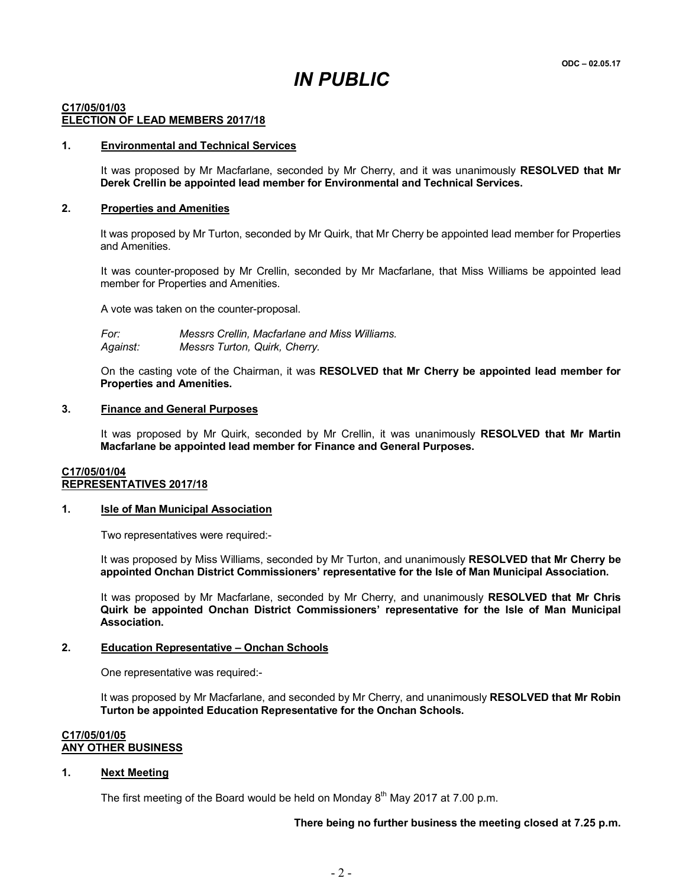# *IN PUBLIC*

**C17/05/01/03**
**ELECTION OF LEAD MEMBERS 2017/18**

**1. Environmental and Technical Services**

It was proposed by Mr Macfarlane, seconded by Mr Cherry, and it was unanimously **RESOLVED that Mr Derek Crellin be appointed lead member for Environmental and Technical Services.**

**2. Properties and Amenities**

It was proposed by Mr Turton, seconded by Mr Quirk, that Mr Cherry be appointed lead member for Properties and Amenities.

It was counter-proposed by Mr Crellin, seconded by Mr Macfarlane, that Miss Williams be appointed lead member for Properties and Amenities.

A vote was taken on the counter-proposal.

*For:* *Messrs Crellin, Macfarlane and Miss Williams.*
*Against:* *Messrs Turton, Quirk, Cherry.*

On the casting vote of the Chairman, it was **RESOLVED that Mr Cherry be appointed lead member for Properties and Amenities.**

**3. Finance and General Purposes**

It was proposed by Mr Quirk, seconded by Mr Crellin, it was unanimously **RESOLVED that Mr Martin Macfarlane be appointed lead member for Finance and General Purposes.**

**C17/05/01/04**
**REPRESENTATIVES 2017/18**

**1. Isle of Man Municipal Association**

Two representatives were required:-

It was proposed by Miss Williams, seconded by Mr Turton, and unanimously **RESOLVED that Mr Cherry be appointed Onchan District Commissioners' representative for the Isle of Man Municipal Association.**

It was proposed by Mr Macfarlane, seconded by Mr Cherry, and unanimously **RESOLVED that Mr Chris Quirk be appointed Onchan District Commissioners' representative for the Isle of Man Municipal Association.**

**2. Education Representative – Onchan Schools**

One representative was required:-

It was proposed by Mr Macfarlane, and seconded by Mr Cherry, and unanimously **RESOLVED that Mr Robin Turton be appointed Education Representative for the Onchan Schools.**

**C17/05/01/05**
**ANY OTHER BUSINESS**

**1. Next Meeting**

The first meeting of the Board would be held on Monday 8th May 2017 at 7.00 p.m.

**There being no further business the meeting closed at 7.25 p.m.**